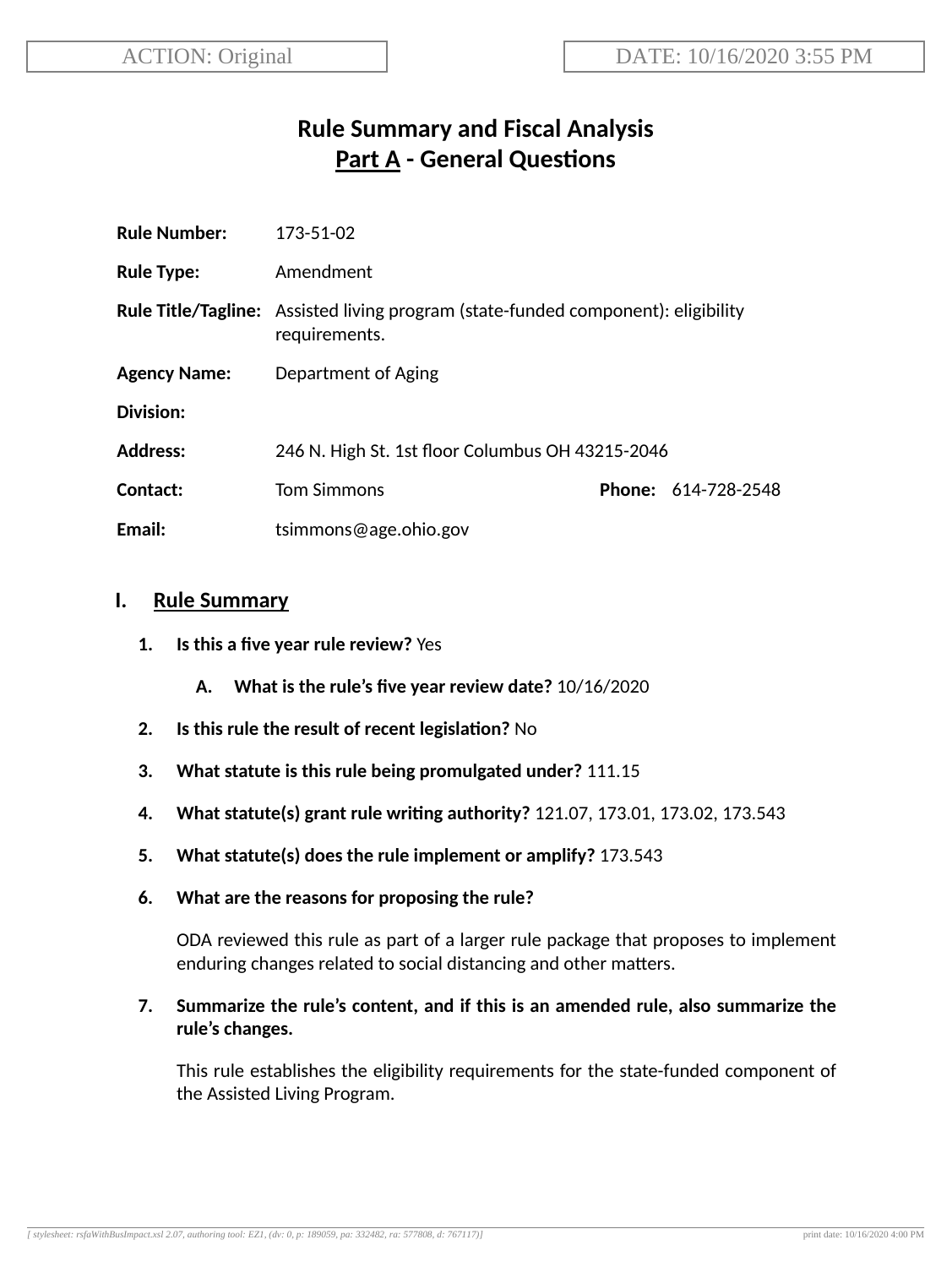ACTION: Original

DATE: 10/16/2020 3:55 PM

# Rule Summary and Fiscal Analysis
## Part A - General Questions

**Rule Number:** 173-51-02

**Rule Type:** Amendment

**Rule Title/Tagline:** Assisted living program (state-funded component): eligibility requirements.

**Agency Name:** Department of Aging

**Division:**

**Address:** 246 N. High St. 1st floor Columbus OH 43215-2046

**Contact:** Tom Simmons **Phone:** 614-728-2548

**Email:** tsimmons@age.ohio.gov

## I. Rule Summary

1. **Is this a five year rule review?** Yes

   A. **What is the rule's five year review date?** 10/16/2020

2. **Is this rule the result of recent legislation?** No

3. **What statute is this rule being promulgated under?** 111.15

4. **What statute(s) grant rule writing authority?** 121.07, 173.01, 173.02, 173.543

5. **What statute(s) does the rule implement or amplify?** 173.543

6. **What are the reasons for proposing the rule?**

   ODA reviewed this rule as part of a larger rule package that proposes to implement enduring changes related to social distancing and other matters.

7. **Summarize the rule's content, and if this is an amended rule, also summarize the rule's changes.**

   This rule establishes the eligibility requirements for the state-funded component of the Assisted Living Program.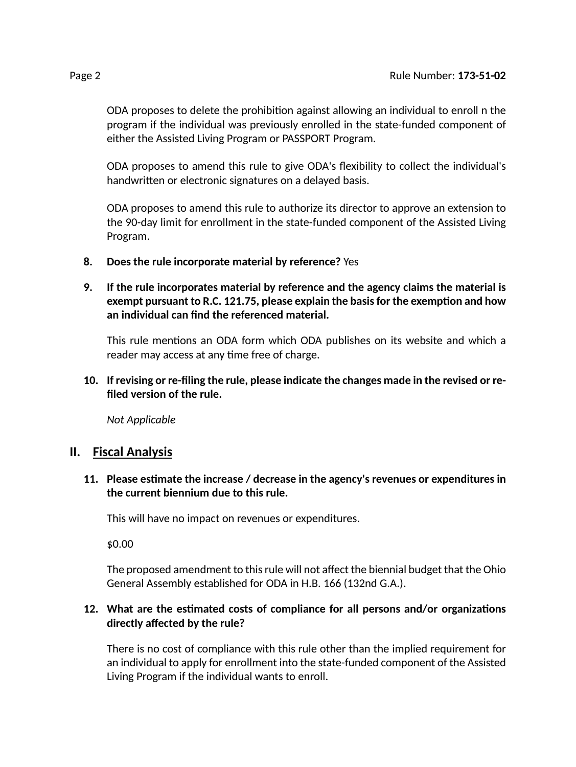ODA proposes to delete the prohibition against allowing an individual to enroll n the program if the individual was previously enrolled in the state-funded component of either the Assisted Living Program or PASSPORT Program.

ODA proposes to amend this rule to give ODA's flexibility to collect the individual's handwritten or electronic signatures on a delayed basis.

ODA proposes to amend this rule to authorize its director to approve an extension to the 90-day limit for enrollment in the state-funded component of the Assisted Living Program.

8. **Does the rule incorporate material by reference?** Yes

9. **If the rule incorporates material by reference and the agency claims the material is exempt pursuant to R.C. 121.75, please explain the basis for the exemption and how an individual can find the referenced material.**

   This rule mentions an ODA form which ODA publishes on its website and which a reader may access at any time free of charge.

10. **If revising or re-filing the rule, please indicate the changes made in the revised or re-filed version of the rule.**

    *Not Applicable*

## II. Fiscal Analysis

11. **Please estimate the increase / decrease in the agency's revenues or expenditures in the current biennium due to this rule.**

    This will have no impact on revenues or expenditures.

    $0.00

    The proposed amendment to this rule will not affect the biennial budget that the Ohio General Assembly established for ODA in H.B. 166 (132nd G.A.).

12. **What are the estimated costs of compliance for all persons and/or organizations directly affected by the rule?**

    There is no cost of compliance with this rule other than the implied requirement for an individual to apply for enrollment into the state-funded component of the Assisted Living Program if the individual wants to enroll.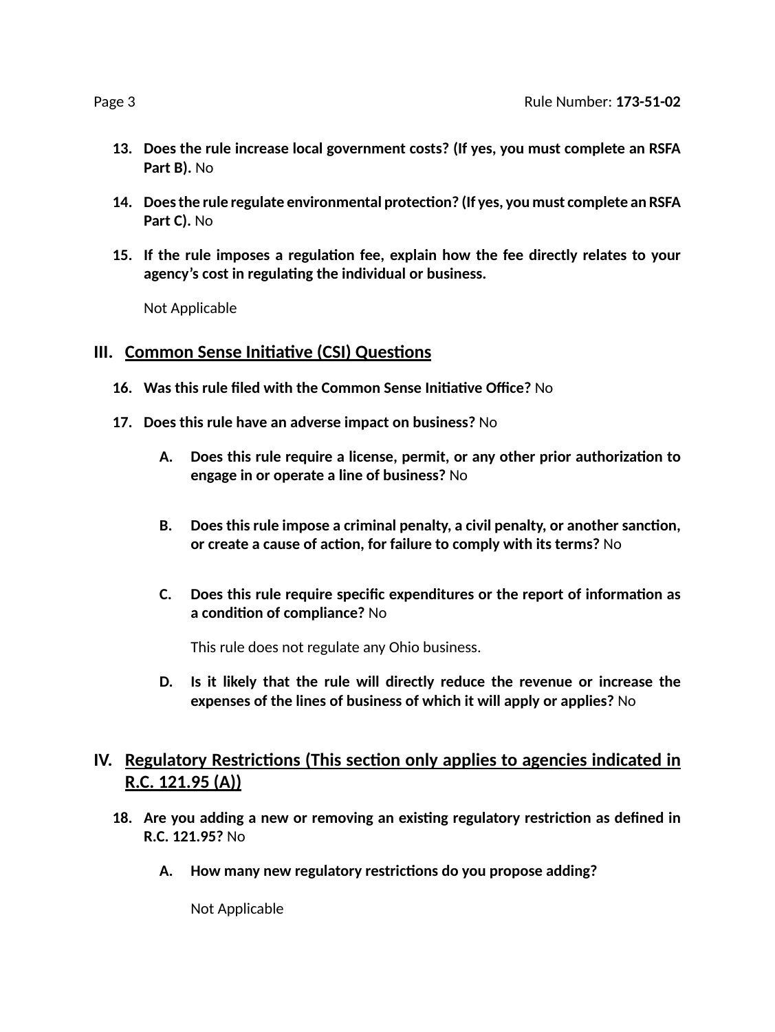**13. Does the rule increase local government costs? (If yes, you must complete an RSFA Part B).** No

**14. Does the rule regulate environmental protection? (If yes, you must complete an RSFA Part C).** No

**15. If the rule imposes a regulation fee, explain how the fee directly relates to your agency's cost in regulating the individual or business.**

Not Applicable

## III. Common Sense Initiative (CSI) Questions

**16. Was this rule filed with the Common Sense Initiative Office?** No

**17. Does this rule have an adverse impact on business?** No

**A. Does this rule require a license, permit, or any other prior authorization to engage in or operate a line of business?** No

**B. Does this rule impose a criminal penalty, a civil penalty, or another sanction, or create a cause of action, for failure to comply with its terms?** No

**C. Does this rule require specific expenditures or the report of information as a condition of compliance?** No

This rule does not regulate any Ohio business.

**D. Is it likely that the rule will directly reduce the revenue or increase the expenses of the lines of business of which it will apply or applies?** No

## IV. Regulatory Restrictions (This section only applies to agencies indicated in R.C. 121.95 (A))

**18. Are you adding a new or removing an existing regulatory restriction as defined in R.C. 121.95?** No

**A. How many new regulatory restrictions do you propose adding?**

Not Applicable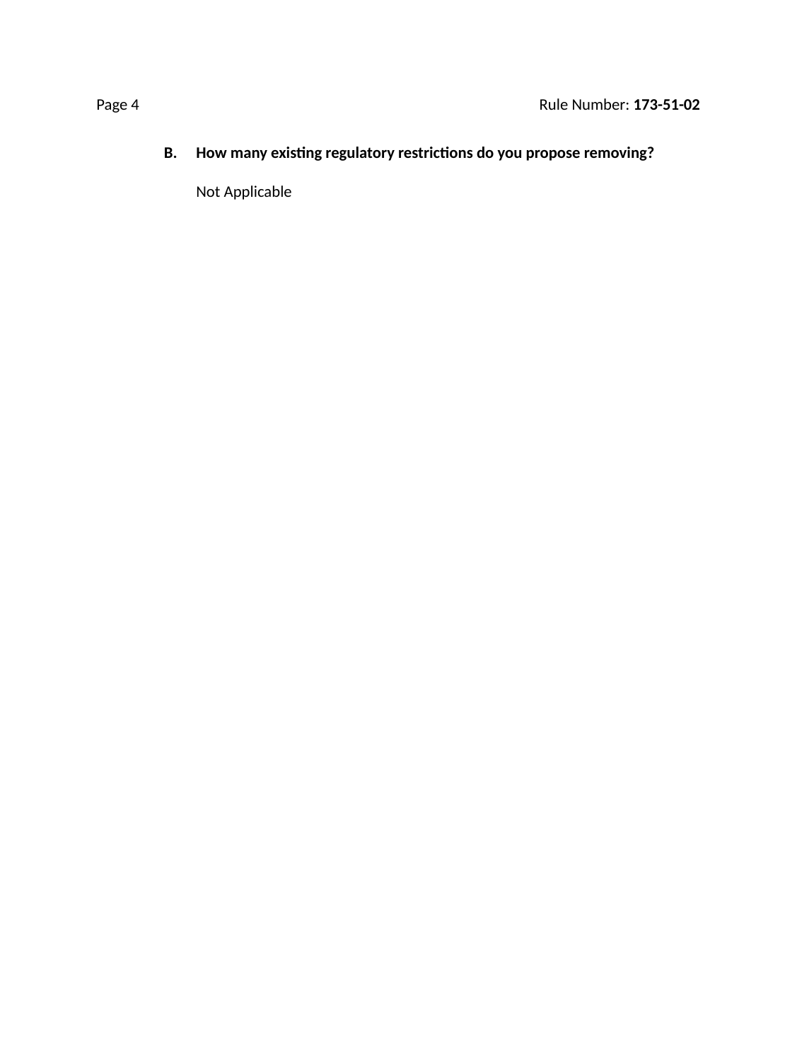**B. How many existing regulatory restrictions do you propose removing?**

Not Applicable